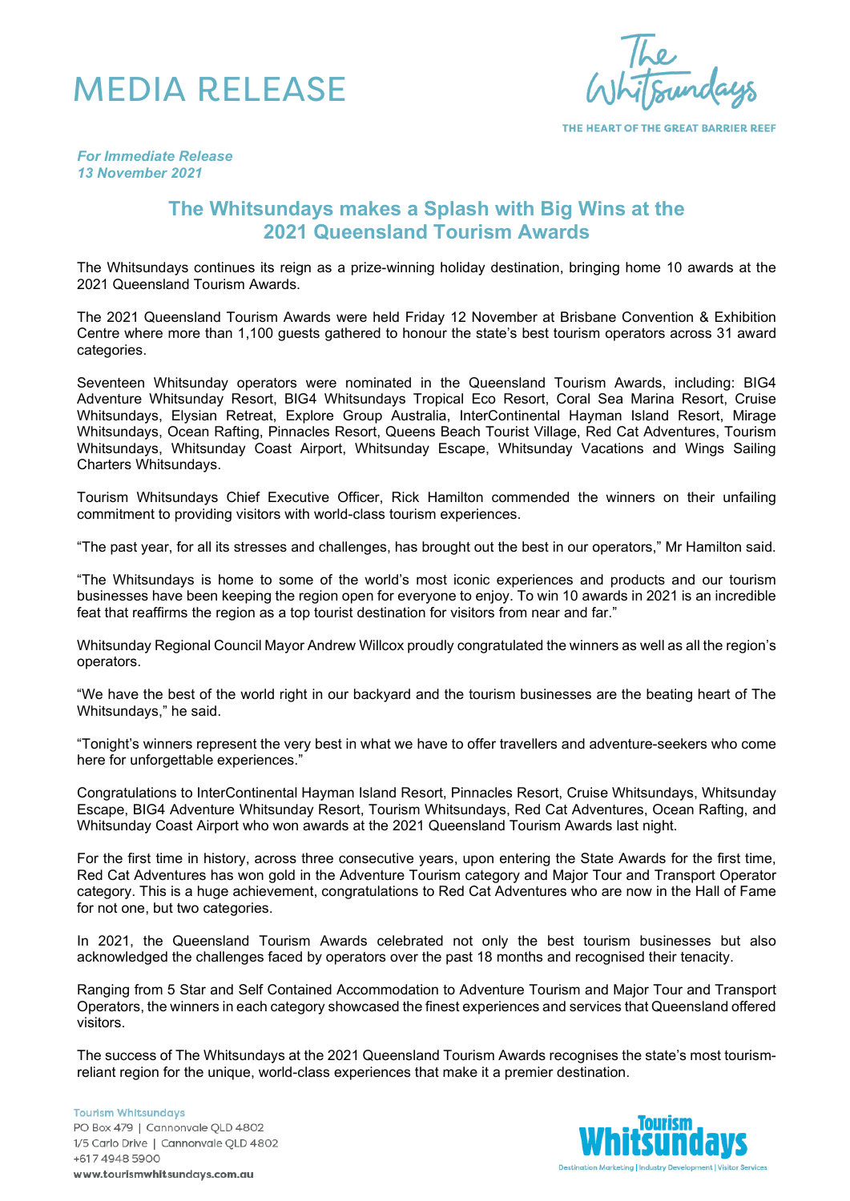# MEDIA RELEASE

*For Immediate Release*
*13 November 2021*

## The Whitsundays makes a Splash with Big Wins at the 2021 Queensland Tourism Awards

The Whitsundays continues its reign as a prize-winning holiday destination, bringing home 10 awards at the 2021 Queensland Tourism Awards.

The 2021 Queensland Tourism Awards were held Friday 12 November at Brisbane Convention & Exhibition Centre where more than 1,100 guests gathered to honour the state's best tourism operators across 31 award categories.

Seventeen Whitsunday operators were nominated in the Queensland Tourism Awards, including: BIG4 Adventure Whitsunday Resort, BIG4 Whitsundays Tropical Eco Resort, Coral Sea Marina Resort, Cruise Whitsundays, Elysian Retreat, Explore Group Australia, InterContinental Hayman Island Resort, Mirage Whitsundays, Ocean Rafting, Pinnacles Resort, Queens Beach Tourist Village, Red Cat Adventures, Tourism Whitsundays, Whitsunday Coast Airport, Whitsunday Escape, Whitsunday Vacations and Wings Sailing Charters Whitsundays.

Tourism Whitsundays Chief Executive Officer, Rick Hamilton commended the winners on their unfailing commitment to providing visitors with world-class tourism experiences.

"The past year, for all its stresses and challenges, has brought out the best in our operators," Mr Hamilton said.

"The Whitsundays is home to some of the world's most iconic experiences and products and our tourism businesses have been keeping the region open for everyone to enjoy. To win 10 awards in 2021 is an incredible feat that reaffirms the region as a top tourist destination for visitors from near and far."

Whitsunday Regional Council Mayor Andrew Willcox proudly congratulated the winners as well as all the region's operators.

"We have the best of the world right in our backyard and the tourism businesses are the beating heart of The Whitsundays," he said.

"Tonight's winners represent the very best in what we have to offer travellers and adventure-seekers who come here for unforgettable experiences."

Congratulations to InterContinental Hayman Island Resort, Pinnacles Resort, Cruise Whitsundays, Whitsunday Escape, BIG4 Adventure Whitsunday Resort, Tourism Whitsundays, Red Cat Adventures, Ocean Rafting, and Whitsunday Coast Airport who won awards at the 2021 Queensland Tourism Awards last night.

For the first time in history, across three consecutive years, upon entering the State Awards for the first time, Red Cat Adventures has won gold in the Adventure Tourism category and Major Tour and Transport Operator category. This is a huge achievement, congratulations to Red Cat Adventures who are now in the Hall of Fame for not one, but two categories.

In 2021, the Queensland Tourism Awards celebrated not only the best tourism businesses but also acknowledged the challenges faced by operators over the past 18 months and recognised their tenacity.

Ranging from 5 Star and Self Contained Accommodation to Adventure Tourism and Major Tour and Transport Operators, the winners in each category showcased the finest experiences and services that Queensland offered visitors.

The success of The Whitsundays at the 2021 Queensland Tourism Awards recognises the state's most tourism-reliant region for the unique, world-class experiences that make it a premier destination.

Tourism Whitsundays
PO Box 479 | Cannonvale QLD 4802
1/5 Carlo Drive | Cannonvale QLD 4802
+617 4948 5900
**www.tourismwhitsundays.com.au**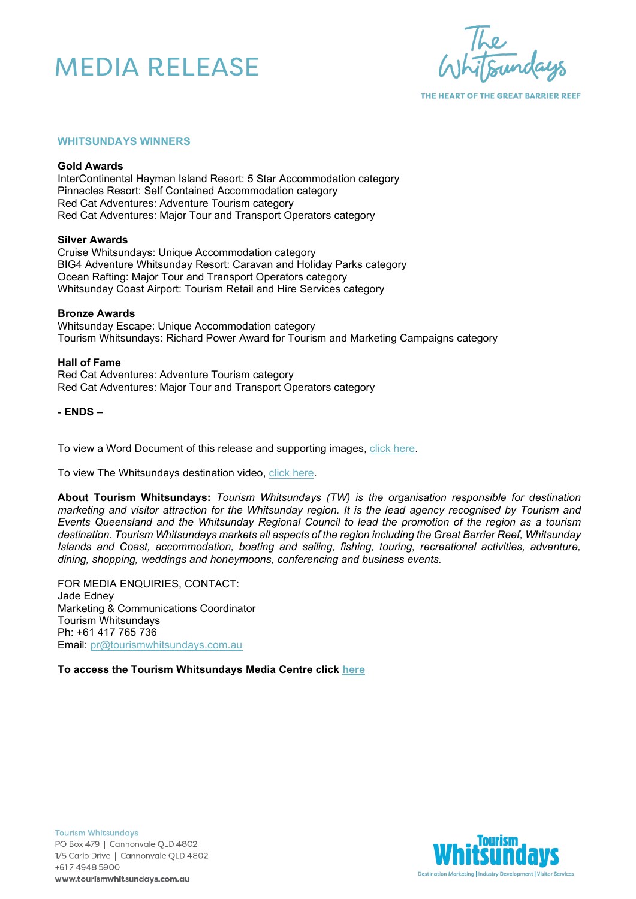## WHITSUNDAYS WINNERS

**Gold Awards**
InterContinental Hayman Island Resort: 5 Star Accommodation category
Pinnacles Resort: Self Contained Accommodation category
Red Cat Adventures: Adventure Tourism category
Red Cat Adventures: Major Tour and Transport Operators category

**Silver Awards**
Cruise Whitsundays: Unique Accommodation category
BIG4 Adventure Whitsunday Resort: Caravan and Holiday Parks category
Ocean Rafting: Major Tour and Transport Operators category
Whitsunday Coast Airport: Tourism Retail and Hire Services category

**Bronze Awards**
Whitsunday Escape: Unique Accommodation category
Tourism Whitsundays: Richard Power Award for Tourism and Marketing Campaigns category

**Hall of Fame**
Red Cat Adventures: Adventure Tourism category
Red Cat Adventures: Major Tour and Transport Operators category

**- ENDS –**

To view a Word Document of this release and supporting images, click here.

To view The Whitsundays destination video, click here.

**About Tourism Whitsundays:** *Tourism Whitsundays (TW) is the organisation responsible for destination marketing and visitor attraction for the Whitsunday region. It is the lead agency recognised by Tourism and Events Queensland and the Whitsunday Regional Council to lead the promotion of the region as a tourism destination. Tourism Whitsundays markets all aspects of the region including the Great Barrier Reef, Whitsunday Islands and Coast, accommodation, boating and sailing, fishing, touring, recreational activities, adventure, dining, shopping, weddings and honeymoons, conferencing and business events.*

FOR MEDIA ENQUIRIES, CONTACT:
Jade Edney
Marketing & Communications Coordinator
Tourism Whitsundays
Ph: +61 417 765 736
Email: pr@tourismwhitsundays.com.au

**To access the Tourism Whitsundays Media Centre click here**